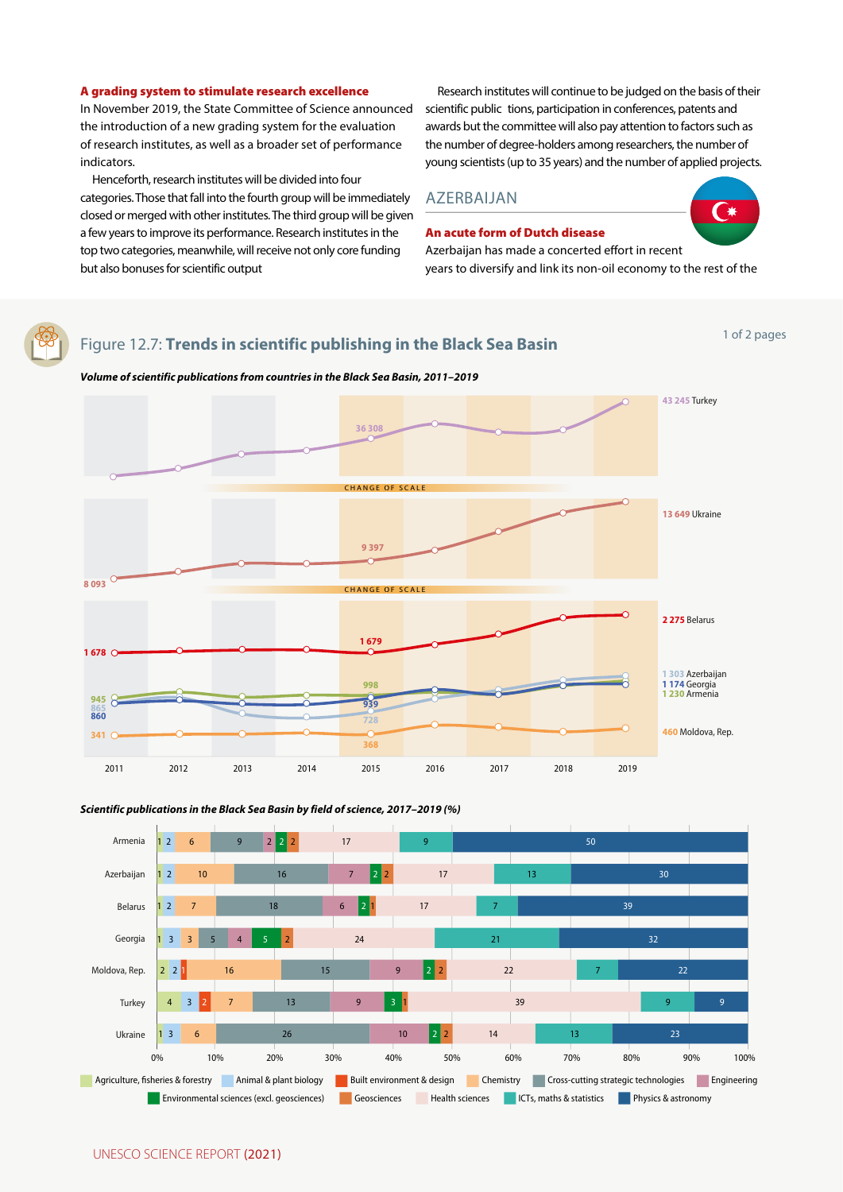### A grading system to stimulate research excellence

In November 2019, the State Committee of Science announced the introduction of a new grading system for the evaluation of research institutes, as well as a broader set of performance indicators.

Henceforth, research institutes will be divided into four categories. Those that fall into the fourth group will be immediately closed or merged with other institutes. The third group will be given a few years to improve its performance. Research institutes in the top two categories, meanwhile, will receive not only core funding but also bonuses for scientific output

Research institutes will continue to be judged on the basis of their scientific public tions, participation in conferences, patents and awards but the committee will also pay attention to factors such as the number of degree-holders among researchers, the number of young scientists (up to 35 years) and the number of applied projects.

## AZERBAIJAN

### An acute form of Dutch disease

Azerbaijan has made a concerted effort in recent years to diversify and link its non-oil economy to the rest of the

## Figure 12.7: **Trends in scientific publishing in the Black Sea Basin**

*Volume of scientific publications from countries in the Black Sea Basin, 2011–2019*

| Country | 2011 | 2015 | 2019 |
|---|---|---|---|
| Turkey | | 36 308 | 43 245 |
| Ukraine | 8 093 | 9 397 | 13 649 |
| Belarus | 1 678 | 1 679 | 2 275 |
| Azerbaijan | 865 | 728 | 1 303 |
| Georgia | 860 | 939 | 1 174 |
| Armenia | 945 | 998 | 1 230 |
| Moldova, Rep. | 341 | 368 | 460 |

*Scientific publications in the Black Sea Basin by field of science, 2017–2019 (%)*

| Country | Agriculture, fisheries & forestry | Animal & plant biology | Built environment & design | Chemistry | Cross-cutting strategic technologies | Engineering | Environmental sciences (excl. geosciences) | Geosciences | Health sciences | ICTs, maths & statistics | Physics & astronomy |
|---|---|---|---|---|---|---|---|---|---|---|---|
| Armenia | 1 | 2 | | 6 | 9 | 2 | 2 | 2 | 17 | 9 | 50 |
| Azerbaijan | 1 | 2 | | 10 | 16 | 7 | 2 | 2 | 17 | 13 | 30 |
| Belarus | 1 | 2 | | 7 | 18 | 6 | 2 | 1 | 17 | 7 | 39 |
| Georgia | 1 | 3 | | 3 | 5 | 4 | 5 | 2 | 24 | 21 | 32 |
| Moldova, Rep. | 2 | 2 | 1 | 16 | 15 | 9 | 2 | 2 | 22 | 7 | 22 |
| Turkey | 4 | 3 | 2 | 7 | 13 | 9 | 3 | 1 | 39 | 9 | 9 |
| Ukraine | 1 | 3 | | 6 | 26 | 10 | 2 | 2 | 14 | 13 | 23 |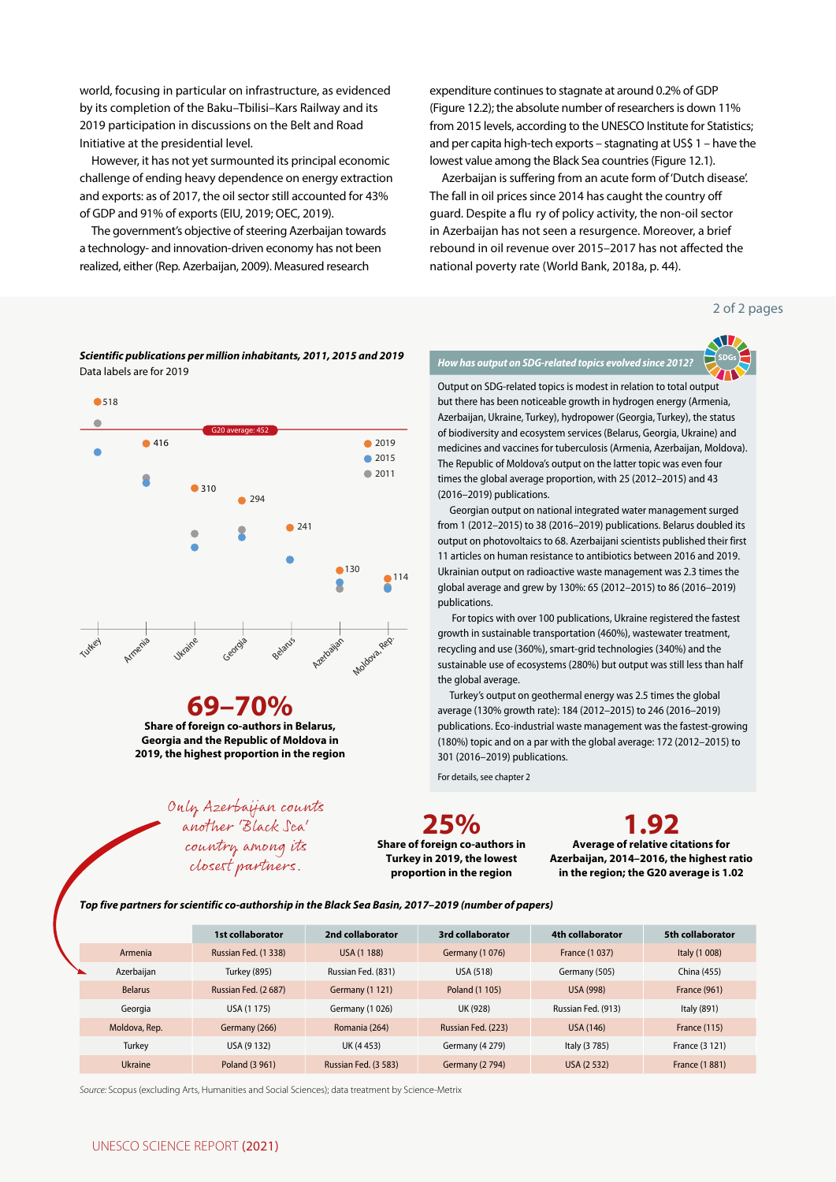world, focusing in particular on infrastructure, as evidenced by its completion of the Baku–Tbilisi–Kars Railway and its 2019 participation in discussions on the Belt and Road Initiative at the presidential level.

However, it has not yet surmounted its principal economic challenge of ending heavy dependence on energy extraction and exports: as of 2017, the oil sector still accounted for 43% of GDP and 91% of exports (EIU, 2019; OEC, 2019).

The government's objective of steering Azerbaijan towards a technology- and innovation-driven economy has not been realized, either (Rep. Azerbaijan, 2009). Measured research expenditure continues to stagnate at around 0.2% of GDP (Figure 12.2); the absolute number of researchers is down 11% from 2015 levels, according to the UNESCO Institute for Statistics; and per capita high-tech exports – stagnating at US$ 1 – have the lowest value among the Black Sea countries (Figure 12.1).

Azerbaijan is suffering from an acute form of 'Dutch disease'. The fall in oil prices since 2014 has caught the country off guard. Despite a flu ry of policy activity, the non-oil sector in Azerbaijan has not seen a resurgence. Moreover, a brief rebound in oil revenue over 2015–2017 has not affected the national poverty rate (World Bank, 2018a, p. 44).

***Scientific publications per million inhabitants, 2011, 2015 and 2019***

Data labels are for 2019

G20 average: 452

2019
2015
2011

518
416
310
294
241
130
114

Turkey
Armenia
Ukraine
Georgia
Belarus
Azerbaijan
Moldova, Rep.

**69–70%**

**Share of foreign co-authors in Belarus, Georgia and the Republic of Moldova in 2019, the highest proportion in the region**

*Only Azerbaijan counts another 'Black Sea' country among its closest partners.*

**25%**

**Share of foreign co-authors in Turkey in 2019, the lowest proportion in the region**

**1.92**

**Average of relative citations for Azerbaijan, 2014–2016, the highest ratio in the region; the G20 average is 1.02**

***How has output on SDG-related topics evolved since 2012?***

Output on SDG-related topics is modest in relation to total output but there has been noticeable growth in hydrogen energy (Armenia, Azerbaijan, Ukraine, Turkey), hydropower (Georgia, Turkey), the status of biodiversity and ecosystem services (Belarus, Georgia, Ukraine) and medicines and vaccines for tuberculosis (Armenia, Azerbaijan, Moldova). The Republic of Moldova's output on the latter topic was even four times the global average proportion, with 25 (2012–2015) and 43 (2016–2019) publications.

Georgian output on national integrated water management surged from 1 (2012–2015) to 38 (2016–2019) publications. Belarus doubled its output on photovoltaics to 68. Azerbaijani scientists published their first 11 articles on human resistance to antibiotics between 2016 and 2019. Ukrainian output on radioactive waste management was 2.3 times the global average and grew by 130%: 65 (2012–2015) to 86 (2016–2019) publications.

For topics with over 100 publications, Ukraine registered the fastest growth in sustainable transportation (460%), wastewater treatment, recycling and use (360%), smart-grid technologies (340%) and the sustainable use of ecosystems (280%) but output was still less than half the global average.

Turkey's output on geothermal energy was 2.5 times the global average (130% growth rate): 184 (2012–2015) to 246 (2016–2019) publications. Eco-industrial waste management was the fastest-growing (180%) topic and on a par with the global average: 172 (2012–2015) to 301 (2016–2019) publications.

For details, see chapter 2

***Top five partners for scientific co-authorship in the Black Sea Basin, 2017–2019 (number of papers)***

| | 1st collaborator | 2nd collaborator | 3rd collaborator | 4th collaborator | 5th collaborator |
|---|---|---|---|---|---|
| Armenia | Russian Fed. (1 338) | USA (1 188) | Germany (1 076) | France (1 037) | Italy (1 008) |
| Azerbaijan | Turkey (895) | Russian Fed. (831) | USA (518) | Germany (505) | China (455) |
| Belarus | Russian Fed. (2 687) | Germany (1 121) | Poland (1 105) | USA (998) | France (961) |
| Georgia | USA (1 175) | Germany (1 026) | UK (928) | Russian Fed. (913) | Italy (891) |
| Moldova, Rep. | Germany (266) | Romania (264) | Russian Fed. (223) | USA (146) | France (115) |
| Turkey | USA (9 132) | UK (4 453) | Germany (4 279) | Italy (3 785) | France (3 121) |
| Ukraine | Poland (3 961) | Russian Fed. (3 583) | Germany (2 794) | USA (2 532) | France (1 881) |

*Source:* Scopus (excluding Arts, Humanities and Social Sciences); data treatment by Science-Metrix